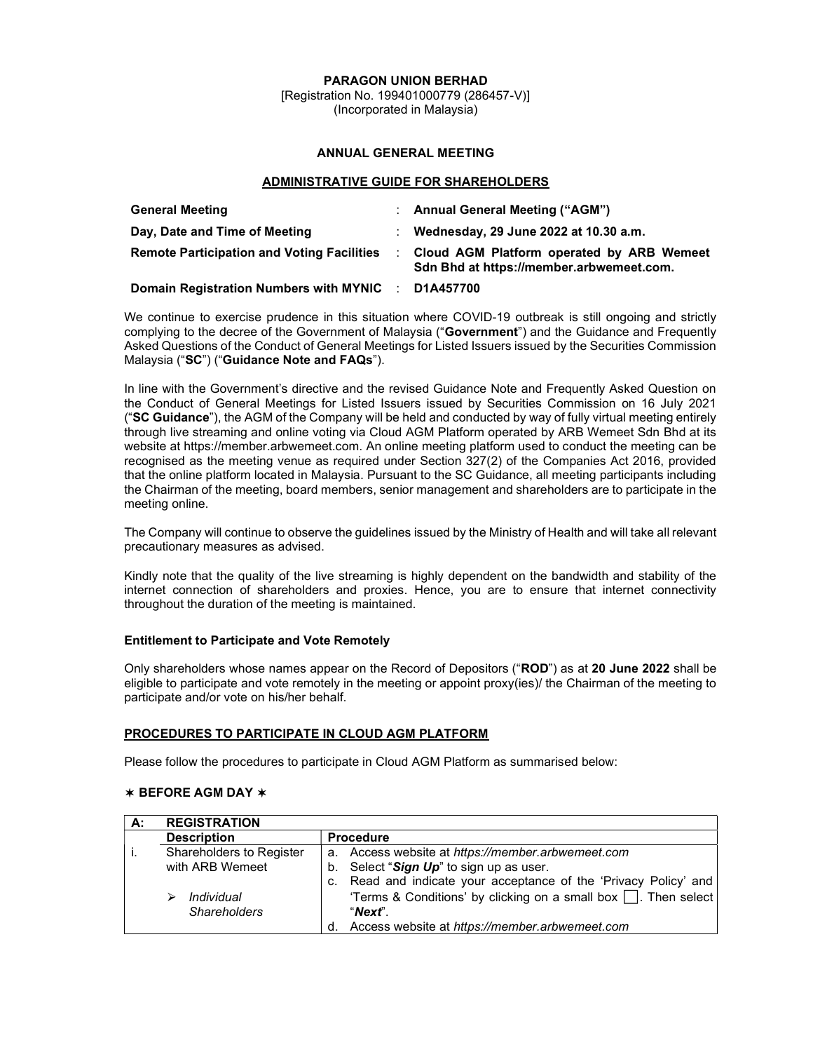**PARAGON UNION BERHAD**
[Registration No. 199401000779 (286457-V)]
(Incorporated in Malaysia)

**ANNUAL GENERAL MEETING**

**ADMINISTRATIVE GUIDE FOR SHAREHOLDERS**

| | | |
|---|---|---|
| **General Meeting** | : | **Annual General Meeting ("AGM")** |
| **Day, Date and Time of Meeting** | : | **Wednesday, 29 June 2022 at 10.30 a.m.** |
| **Remote Participation and Voting Facilities** | : | **Cloud AGM Platform operated by ARB Wemeet Sdn Bhd at https://member.arbwemeet.com.** |
| **Domain Registration Numbers with MYNIC** | : | **D1A457700** |

We continue to exercise prudence in this situation where COVID-19 outbreak is still ongoing and strictly complying to the decree of the Government of Malaysia ("**Government**") and the Guidance and Frequently Asked Questions of the Conduct of General Meetings for Listed Issuers issued by the Securities Commission Malaysia ("**SC**") ("**Guidance Note and FAQs**").

In line with the Government's directive and the revised Guidance Note and Frequently Asked Question on the Conduct of General Meetings for Listed Issuers issued by Securities Commission on 16 July 2021 ("**SC Guidance**"), the AGM of the Company will be held and conducted by way of fully virtual meeting entirely through live streaming and online voting via Cloud AGM Platform operated by ARB Wemeet Sdn Bhd at its website at https://member.arbwemeet.com. An online meeting platform used to conduct the meeting can be recognised as the meeting venue as required under Section 327(2) of the Companies Act 2016, provided that the online platform located in Malaysia. Pursuant to the SC Guidance, all meeting participants including the Chairman of the meeting, board members, senior management and shareholders are to participate in the meeting online.

The Company will continue to observe the guidelines issued by the Ministry of Health and will take all relevant precautionary measures as advised.

Kindly note that the quality of the live streaming is highly dependent on the bandwidth and stability of the internet connection of shareholders and proxies. Hence, you are to ensure that internet connectivity throughout the duration of the meeting is maintained.

**Entitlement to Participate and Vote Remotely**

Only shareholders whose names appear on the Record of Depositors ("**ROD**") as at **20 June 2022** shall be eligible to participate and vote remotely in the meeting or appoint proxy(ies)/ the Chairman of the meeting to participate and/or vote on his/her behalf.

**PROCEDURES TO PARTICIPATE IN CLOUD AGM PLATFORM**

Please follow the procedures to participate in Cloud AGM Platform as summarised below:

**✶ BEFORE AGM DAY ✶**

| **A:** | **REGISTRATION** | |
|---|---|---|
| | **Description** | **Procedure** |
| i. | Shareholders to Register with ARB Wemeet<br><br>➢ *Individual Shareholders* | a. Access website at *https://member.arbwemeet.com*<br>b. Select "***Sign Up***" to sign up as user.<br>c. Read and indicate your acceptance of the 'Privacy Policy' and 'Terms & Conditions' by clicking on a small box ☐. Then select "***Next***".<br>d. Access website at *https://member.arbwemeet.com* |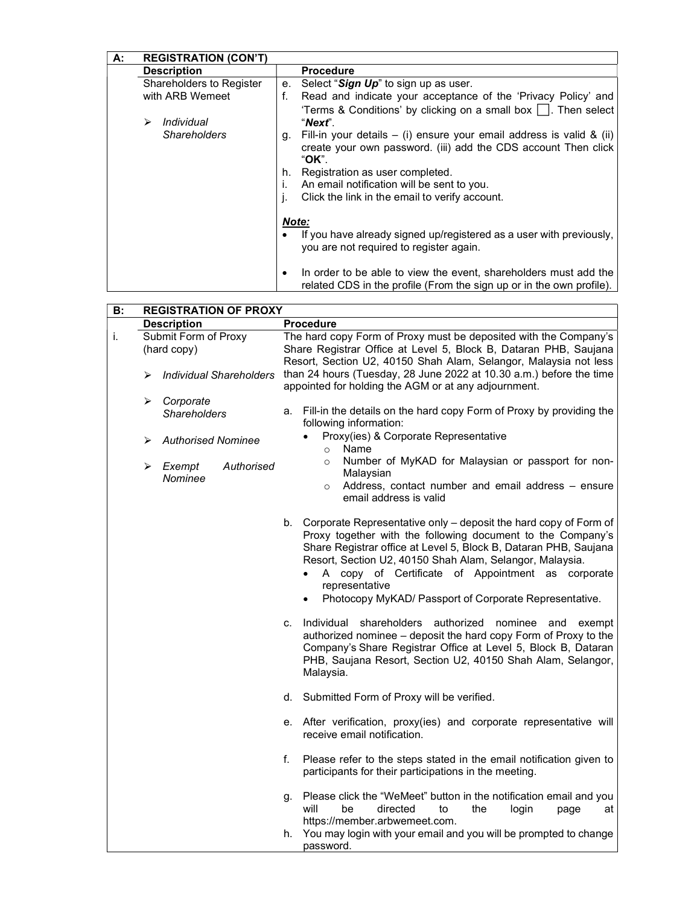| A: | REGISTRATION (CON'T) | |
|---|---|---|
| | **Description** | **Procedure** |
| | Shareholders to Register with ARB Wemeet<br><br>➢ *Individual Shareholders* | e. Select "***Sign Up***" to sign up as user.<br>f. Read and indicate your acceptance of the 'Privacy Policy' and 'Terms & Conditions' by clicking on a small box ☐. Then select "***Next***".<br>g. Fill-in your details – (i) ensure your email address is valid & (ii) create your own password. (iii) add the CDS account Then click "**OK**".<br>h. Registration as user completed.<br>i. An email notification will be sent to you.<br>j. Click the link in the email to verify account.<br><br>***Note:***<br>• If you have already signed up/registered as a user with previously, you are not required to register again.<br><br>• In order to be able to view the event, shareholders must add the related CDS in the profile (From the sign up or in the own profile). |

| B: | REGISTRATION OF PROXY | |
|---|---|---|
| | **Description** | **Procedure** |
| i. | Submit Form of Proxy (hard copy)<br><br>➢ *Individual Shareholders*<br><br>➢ *Corporate Shareholders*<br><br>➢ *Authorised Nominee*<br><br>➢ *Exempt Authorised Nominee* | The hard copy Form of Proxy must be deposited with the Company's Share Registrar Office at Level 5, Block B, Dataran PHB, Saujana Resort, Section U2, 40150 Shah Alam, Selangor, Malaysia not less than 24 hours (Tuesday, 28 June 2022 at 10.30 a.m.) before the time appointed for holding the AGM or at any adjournment.<br><br>a. Fill-in the details on the hard copy Form of Proxy by providing the following information:<br>• Proxy(ies) & Corporate Representative<br>  ○ Name<br>  ○ Number of MyKAD for Malaysian or passport for non-Malaysian<br>  ○ Address, contact number and email address – ensure email address is valid<br><br>b. Corporate Representative only – deposit the hard copy of Form of Proxy together with the following document to the Company's Share Registrar office at Level 5, Block B, Dataran PHB, Saujana Resort, Section U2, 40150 Shah Alam, Selangor, Malaysia.<br>• A copy of Certificate of Appointment as corporate representative<br>• Photocopy MyKAD/ Passport of Corporate Representative.<br><br>c. Individual shareholders authorized nominee and exempt authorized nominee – deposit the hard copy Form of Proxy to the Company's Share Registrar Office at Level 5, Block B, Dataran PHB, Saujana Resort, Section U2, 40150 Shah Alam, Selangor, Malaysia.<br><br>d. Submitted Form of Proxy will be verified.<br><br>e. After verification, proxy(ies) and corporate representative will receive email notification.<br><br>f. Please refer to the steps stated in the email notification given to participants for their participations in the meeting.<br><br>g. Please click the "WeMeet" button in the notification email and you will be directed to the login page at https://member.arbwemeet.com.<br>h. You may login with your email and you will be prompted to change password. |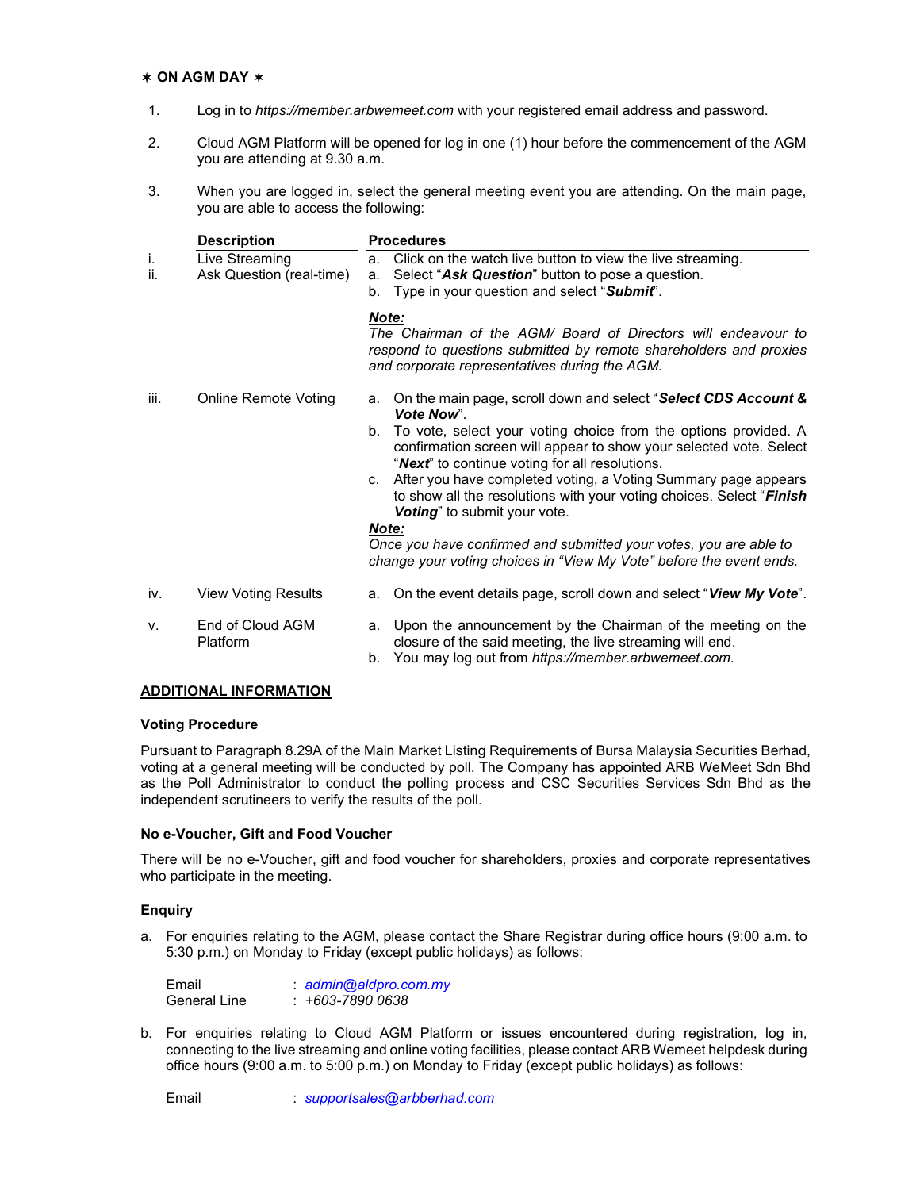**✶ ON AGM DAY ✶**

1. Log in to *https://member.arbwemeet.com* with your registered email address and password.

2. Cloud AGM Platform will be opened for log in one (1) hour before the commencement of the AGM you are attending at 9.30 a.m.

3. When you are logged in, select the general meeting event you are attending. On the main page, you are able to access the following:

| | Description | Procedures |
|---|---|---|
| i. | Live Streaming | a. Click on the watch live button to view the live streaming. |
| ii. | Ask Question (real-time) | a. Select "***Ask Question***" button to pose a question.<br>b. Type in your question and select "***Submit***".<br><br>***Note:***<br>*The Chairman of the AGM/ Board of Directors will endeavour to respond to questions submitted by remote shareholders and proxies and corporate representatives during the AGM.* |
| iii. | Online Remote Voting | a. On the main page, scroll down and select "***Select CDS Account & Vote Now***".<br>b. To vote, select your voting choice from the options provided. A confirmation screen will appear to show your selected vote. Select "***Next***" to continue voting for all resolutions.<br>c. After you have completed voting, a Voting Summary page appears to show all the resolutions with your voting choices. Select "***Finish Voting***" to submit your vote.<br>***Note:***<br>*Once you have confirmed and submitted your votes, you are able to change your voting choices in "View My Vote" before the event ends.* |
| iv. | View Voting Results | a. On the event details page, scroll down and select "***View My Vote***". |
| v. | End of Cloud AGM Platform | a. Upon the announcement by the Chairman of the meeting on the closure of the said meeting, the live streaming will end.<br>b. You may log out from *https://member.arbwemeet.com*. |

**ADDITIONAL INFORMATION**

**Voting Procedure**

Pursuant to Paragraph 8.29A of the Main Market Listing Requirements of Bursa Malaysia Securities Berhad, voting at a general meeting will be conducted by poll. The Company has appointed ARB WeMeet Sdn Bhd as the Poll Administrator to conduct the polling process and CSC Securities Services Sdn Bhd as the independent scrutineers to verify the results of the poll.

**No e-Voucher, Gift and Food Voucher**

There will be no e-Voucher, gift and food voucher for shareholders, proxies and corporate representatives who participate in the meeting.

**Enquiry**

a. For enquiries relating to the AGM, please contact the Share Registrar during office hours (9:00 a.m. to 5:30 p.m.) on Monday to Friday (except public holidays) as follows:

   Email : *admin@aldpro.com.my*
   General Line : *+603-7890 0638*

b. For enquiries relating to Cloud AGM Platform or issues encountered during registration, log in, connecting to the live streaming and online voting facilities, please contact ARB Wemeet helpdesk during office hours (9:00 a.m. to 5:00 p.m.) on Monday to Friday (except public holidays) as follows:

   Email : *supportsales@arbberhad.com*